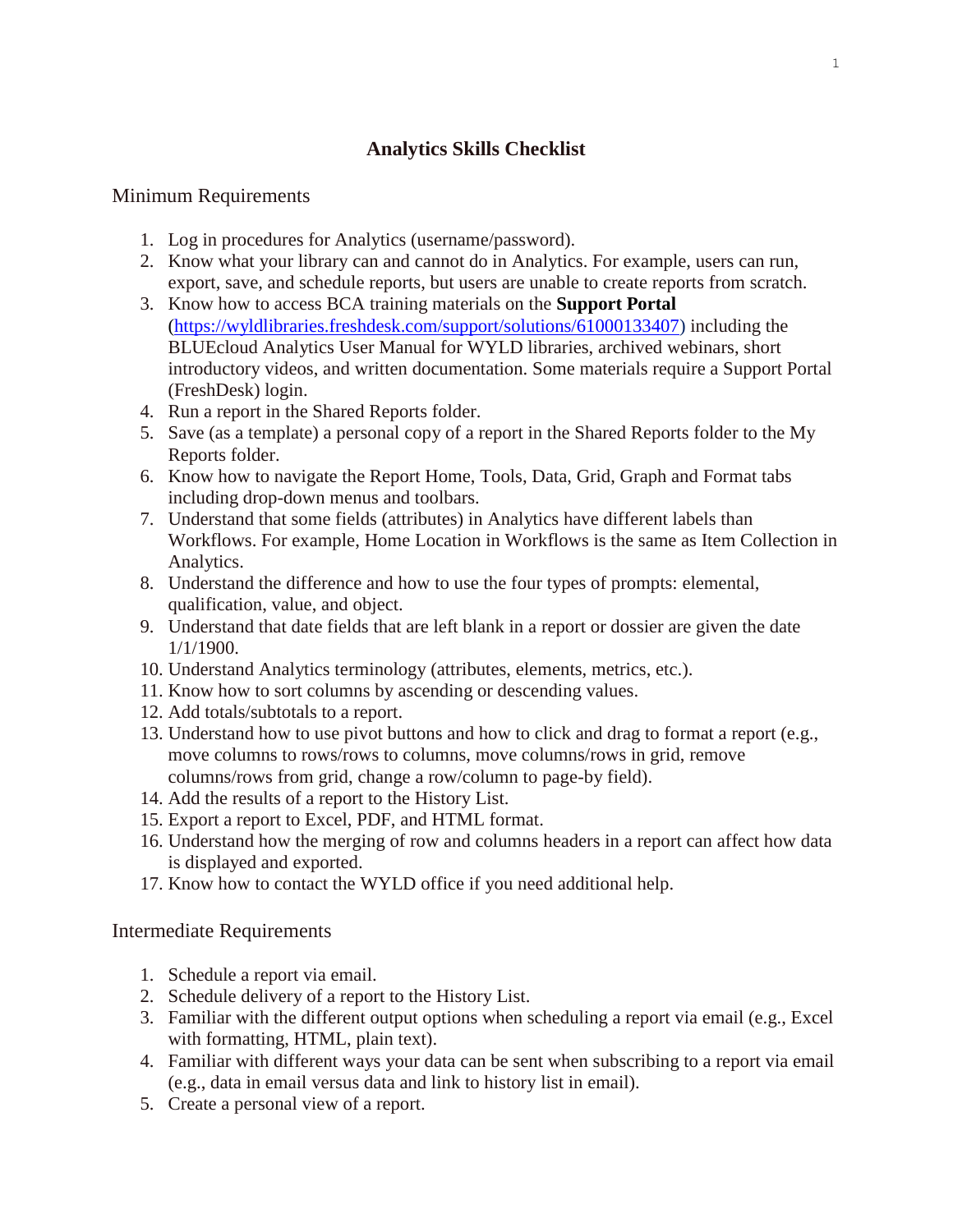# Analytics Skills Checklist

## Minimum Requirements

1. Log in procedures for Analytics (username/password).
2. Know what your library can and cannot do in Analytics. For example, users can run, export, save, and schedule reports, but users are unable to create reports from scratch.
3. Know how to access BCA training materials on the **Support Portal** (https://wyldlibraries.freshdesk.com/support/solutions/61000133407) including the BLUEcloud Analytics User Manual for WYLD libraries, archived webinars, short introductory videos, and written documentation. Some materials require a Support Portal (FreshDesk) login.
4. Run a report in the Shared Reports folder.
5. Save (as a template) a personal copy of a report in the Shared Reports folder to the My Reports folder.
6. Know how to navigate the Report Home, Tools, Data, Grid, Graph and Format tabs including drop-down menus and toolbars.
7. Understand that some fields (attributes) in Analytics have different labels than Workflows. For example, Home Location in Workflows is the same as Item Collection in Analytics.
8. Understand the difference and how to use the four types of prompts: elemental, qualification, value, and object.
9. Understand that date fields that are left blank in a report or dossier are given the date 1/1/1900.
10. Understand Analytics terminology (attributes, elements, metrics, etc.).
11. Know how to sort columns by ascending or descending values.
12. Add totals/subtotals to a report.
13. Understand how to use pivot buttons and how to click and drag to format a report (e.g., move columns to rows/rows to columns, move columns/rows in grid, remove columns/rows from grid, change a row/column to page-by field).
14. Add the results of a report to the History List.
15. Export a report to Excel, PDF, and HTML format.
16. Understand how the merging of row and columns headers in a report can affect how data is displayed and exported.
17. Know how to contact the WYLD office if you need additional help.

## Intermediate Requirements

1. Schedule a report via email.
2. Schedule delivery of a report to the History List.
3. Familiar with the different output options when scheduling a report via email (e.g., Excel with formatting, HTML, plain text).
4. Familiar with different ways your data can be sent when subscribing to a report via email (e.g., data in email versus data and link to history list in email).
5. Create a personal view of a report.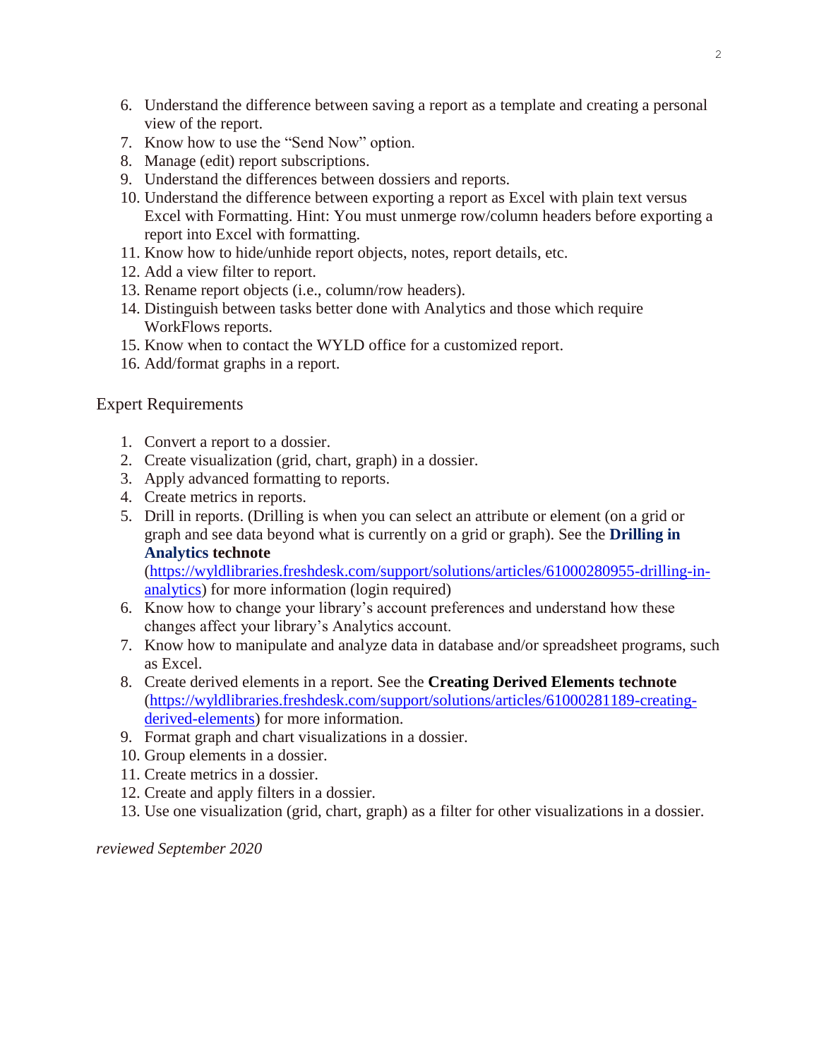6. Understand the difference between saving a report as a template and creating a personal view of the report.
7. Know how to use the "Send Now" option.
8. Manage (edit) report subscriptions.
9. Understand the differences between dossiers and reports.
10. Understand the difference between exporting a report as Excel with plain text versus Excel with Formatting. Hint: You must unmerge row/column headers before exporting a report into Excel with formatting.
11. Know how to hide/unhide report objects, notes, report details, etc.
12. Add a view filter to report.
13. Rename report objects (i.e., column/row headers).
14. Distinguish between tasks better done with Analytics and those which require WorkFlows reports.
15. Know when to contact the WYLD office for a customized report.
16. Add/format graphs in a report.

## Expert Requirements

1. Convert a report to a dossier.
2. Create visualization (grid, chart, graph) in a dossier.
3. Apply advanced formatting to reports.
4. Create metrics in reports.
5. Drill in reports. (Drilling is when you can select an attribute or element (on a grid or graph and see data beyond what is currently on a grid or graph). See the **Drilling in Analytics technote** (https://wyldlibraries.freshdesk.com/support/solutions/articles/61000280955-drilling-in-analytics) for more information (login required)
6. Know how to change your library's account preferences and understand how these changes affect your library's Analytics account.
7. Know how to manipulate and analyze data in database and/or spreadsheet programs, such as Excel.
8. Create derived elements in a report. See the **Creating Derived Elements technote** (https://wyldlibraries.freshdesk.com/support/solutions/articles/61000281189-creating-derived-elements) for more information.
9. Format graph and chart visualizations in a dossier.
10. Group elements in a dossier.
11. Create metrics in a dossier.
12. Create and apply filters in a dossier.
13. Use one visualization (grid, chart, graph) as a filter for other visualizations in a dossier.

*reviewed September 2020*